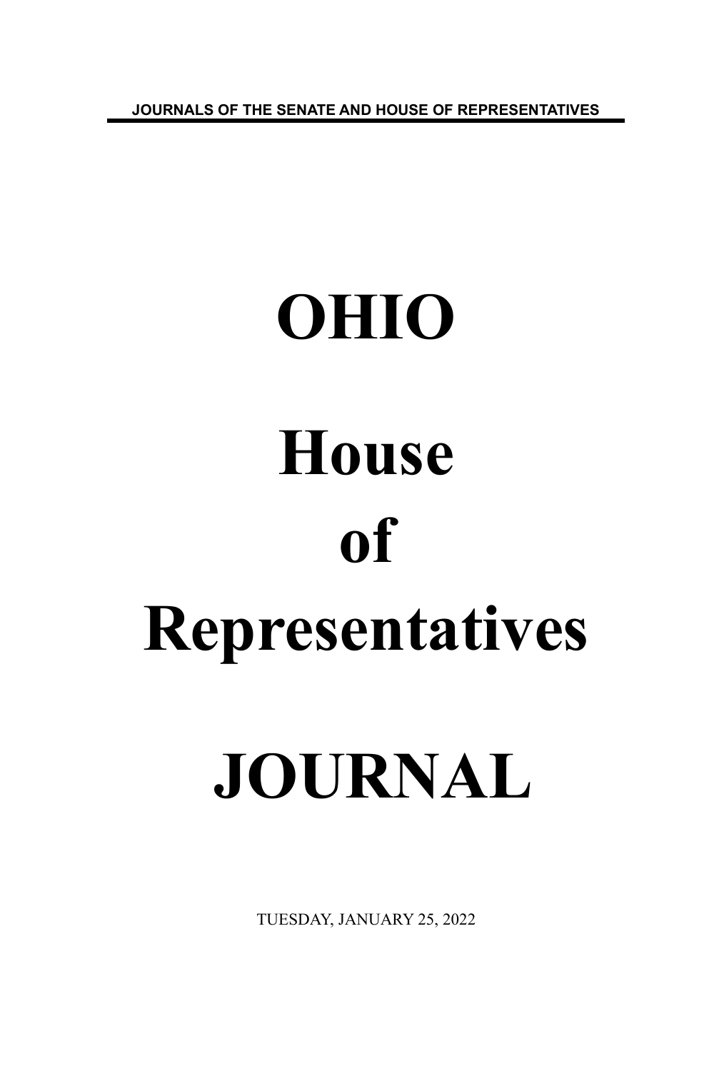JOURNALS OF THE SENATE AND HOUSE OF REPRESENTATIVES

# OHIO

# House

# of

# Representatives

# JOURNAL

TUESDAY, JANUARY 25, 2022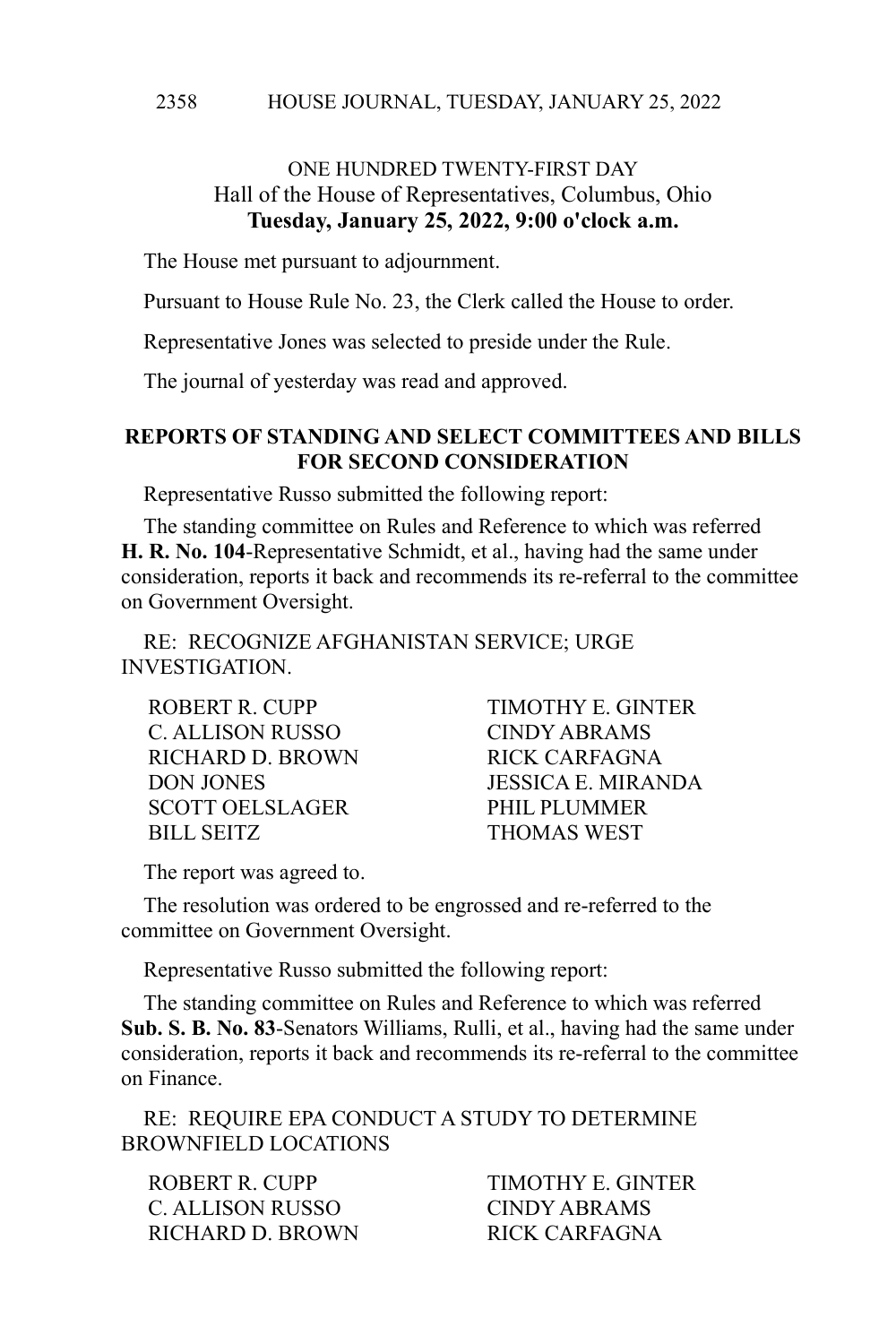ONE HUNDRED TWENTY-FIRST DAY
Hall of the House of Representatives, Columbus, Ohio
**Tuesday, January 25, 2022, 9:00 o'clock a.m.**

The House met pursuant to adjournment.

Pursuant to House Rule No. 23, the Clerk called the House to order.

Representative Jones was selected to preside under the Rule.

The journal of yesterday was read and approved.

## REPORTS OF STANDING AND SELECT COMMITTEES AND BILLS FOR SECOND CONSIDERATION

Representative Russo submitted the following report:

The standing committee on Rules and Reference to which was referred **H. R. No. 104**-Representative Schmidt, et al., having had the same under consideration, reports it back and recommends its re-referral to the committee on Government Oversight.

RE: RECOGNIZE AFGHANISTAN SERVICE; URGE INVESTIGATION.

| | |
|---|---|
| ROBERT R. CUPP | TIMOTHY E. GINTER |
| C. ALLISON RUSSO | CINDY ABRAMS |
| RICHARD D. BROWN | RICK CARFAGNA |
| DON JONES | JESSICA E. MIRANDA |
| SCOTT OELSLAGER | PHIL PLUMMER |
| BILL SEITZ | THOMAS WEST |

The report was agreed to.

The resolution was ordered to be engrossed and re-referred to the committee on Government Oversight.

Representative Russo submitted the following report:

The standing committee on Rules and Reference to which was referred **Sub. S. B. No. 83**-Senators Williams, Rulli, et al., having had the same under consideration, reports it back and recommends its re-referral to the committee on Finance.

RE: REQUIRE EPA CONDUCT A STUDY TO DETERMINE BROWNFIELD LOCATIONS

| | |
|---|---|
| ROBERT R. CUPP | TIMOTHY E. GINTER |
| C. ALLISON RUSSO | CINDY ABRAMS |
| RICHARD D. BROWN | RICK CARFAGNA |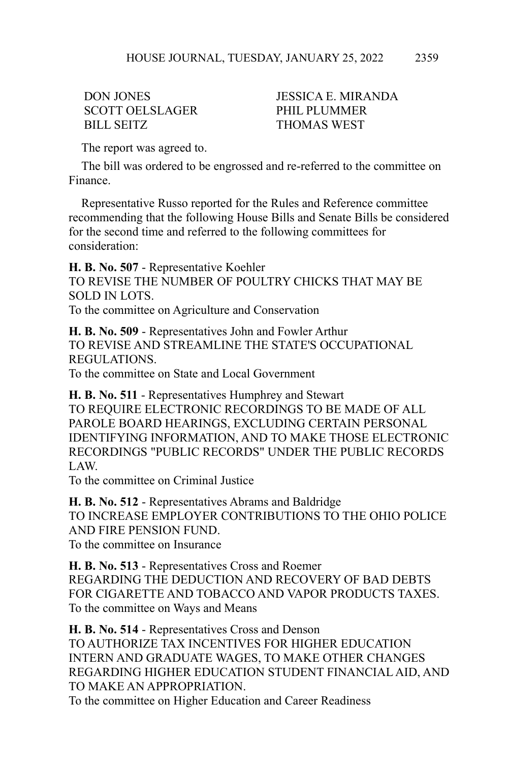| | |
|---|---|
| DON JONES | JESSICA E. MIRANDA |
| SCOTT OELSLAGER | PHIL PLUMMER |
| BILL SEITZ | THOMAS WEST |

The report was agreed to.

The bill was ordered to be engrossed and re-referred to the committee on Finance.

Representative Russo reported for the Rules and Reference committee recommending that the following House Bills and Senate Bills be considered for the second time and referred to the following committees for consideration:

**H. B. No. 507** - Representative Koehler
TO REVISE THE NUMBER OF POULTRY CHICKS THAT MAY BE SOLD IN LOTS.
To the committee on Agriculture and Conservation

**H. B. No. 509** - Representatives John and Fowler Arthur
TO REVISE AND STREAMLINE THE STATE'S OCCUPATIONAL REGULATIONS.
To the committee on State and Local Government

**H. B. No. 511** - Representatives Humphrey and Stewart
TO REQUIRE ELECTRONIC RECORDINGS TO BE MADE OF ALL PAROLE BOARD HEARINGS, EXCLUDING CERTAIN PERSONAL IDENTIFYING INFORMATION, AND TO MAKE THOSE ELECTRONIC RECORDINGS "PUBLIC RECORDS" UNDER THE PUBLIC RECORDS LAW.
To the committee on Criminal Justice

**H. B. No. 512** - Representatives Abrams and Baldridge
TO INCREASE EMPLOYER CONTRIBUTIONS TO THE OHIO POLICE AND FIRE PENSION FUND.
To the committee on Insurance

**H. B. No. 513** - Representatives Cross and Roemer
REGARDING THE DEDUCTION AND RECOVERY OF BAD DEBTS FOR CIGARETTE AND TOBACCO AND VAPOR PRODUCTS TAXES.
To the committee on Ways and Means

**H. B. No. 514** - Representatives Cross and Denson
TO AUTHORIZE TAX INCENTIVES FOR HIGHER EDUCATION INTERN AND GRADUATE WAGES, TO MAKE OTHER CHANGES REGARDING HIGHER EDUCATION STUDENT FINANCIAL AID, AND TO MAKE AN APPROPRIATION.
To the committee on Higher Education and Career Readiness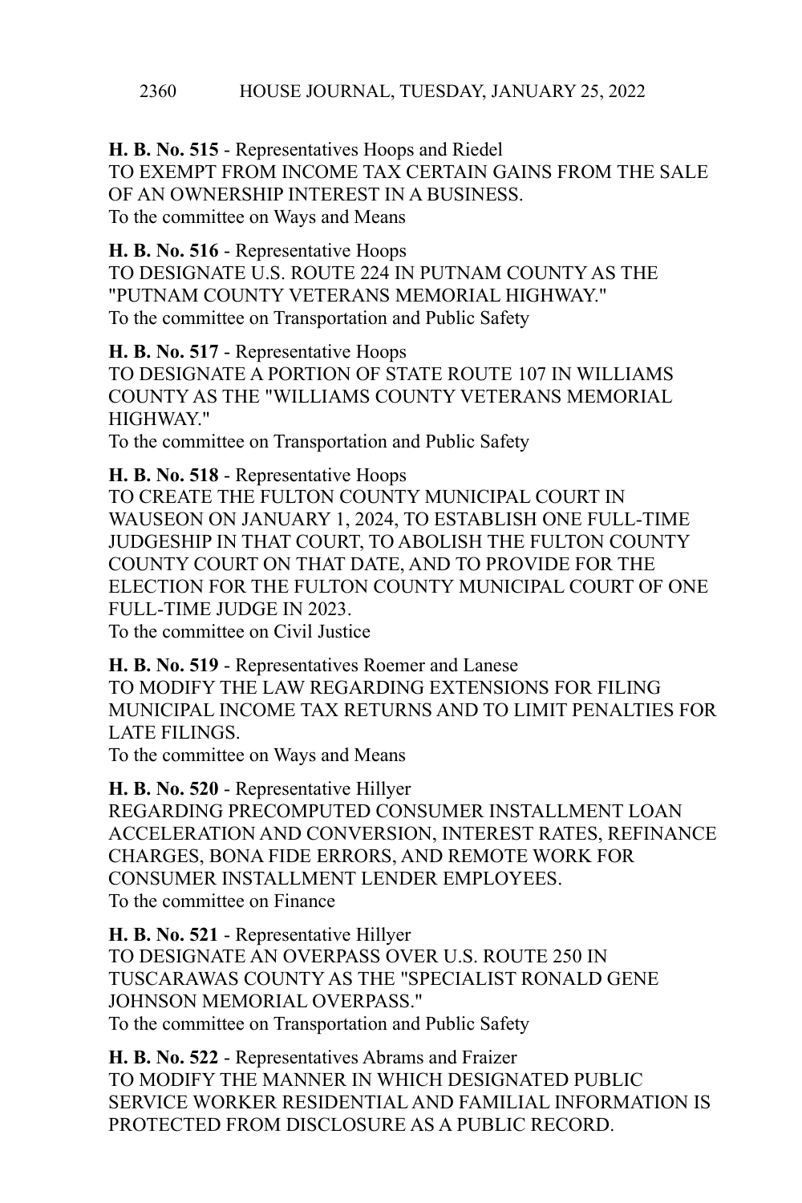**H. B. No. 515** - Representatives Hoops and Riedel
TO EXEMPT FROM INCOME TAX CERTAIN GAINS FROM THE SALE OF AN OWNERSHIP INTEREST IN A BUSINESS.
To the committee on Ways and Means

**H. B. No. 516** - Representative Hoops
TO DESIGNATE U.S. ROUTE 224 IN PUTNAM COUNTY AS THE "PUTNAM COUNTY VETERANS MEMORIAL HIGHWAY."
To the committee on Transportation and Public Safety

**H. B. No. 517** - Representative Hoops
TO DESIGNATE A PORTION OF STATE ROUTE 107 IN WILLIAMS COUNTY AS THE "WILLIAMS COUNTY VETERANS MEMORIAL HIGHWAY."
To the committee on Transportation and Public Safety

**H. B. No. 518** - Representative Hoops
TO CREATE THE FULTON COUNTY MUNICIPAL COURT IN WAUSEON ON JANUARY 1, 2024, TO ESTABLISH ONE FULL-TIME JUDGESHIP IN THAT COURT, TO ABOLISH THE FULTON COUNTY COUNTY COURT ON THAT DATE, AND TO PROVIDE FOR THE ELECTION FOR THE FULTON COUNTY MUNICIPAL COURT OF ONE FULL-TIME JUDGE IN 2023.
To the committee on Civil Justice

**H. B. No. 519** - Representatives Roemer and Lanese
TO MODIFY THE LAW REGARDING EXTENSIONS FOR FILING MUNICIPAL INCOME TAX RETURNS AND TO LIMIT PENALTIES FOR LATE FILINGS.
To the committee on Ways and Means

**H. B. No. 520** - Representative Hillyer
REGARDING PRECOMPUTED CONSUMER INSTALLMENT LOAN ACCELERATION AND CONVERSION, INTEREST RATES, REFINANCE CHARGES, BONA FIDE ERRORS, AND REMOTE WORK FOR CONSUMER INSTALLMENT LENDER EMPLOYEES.
To the committee on Finance

**H. B. No. 521** - Representative Hillyer
TO DESIGNATE AN OVERPASS OVER U.S. ROUTE 250 IN TUSCARAWAS COUNTY AS THE "SPECIALIST RONALD GENE JOHNSON MEMORIAL OVERPASS."
To the committee on Transportation and Public Safety

**H. B. No. 522** - Representatives Abrams and Fraizer
TO MODIFY THE MANNER IN WHICH DESIGNATED PUBLIC SERVICE WORKER RESIDENTIAL AND FAMILIAL INFORMATION IS PROTECTED FROM DISCLOSURE AS A PUBLIC RECORD.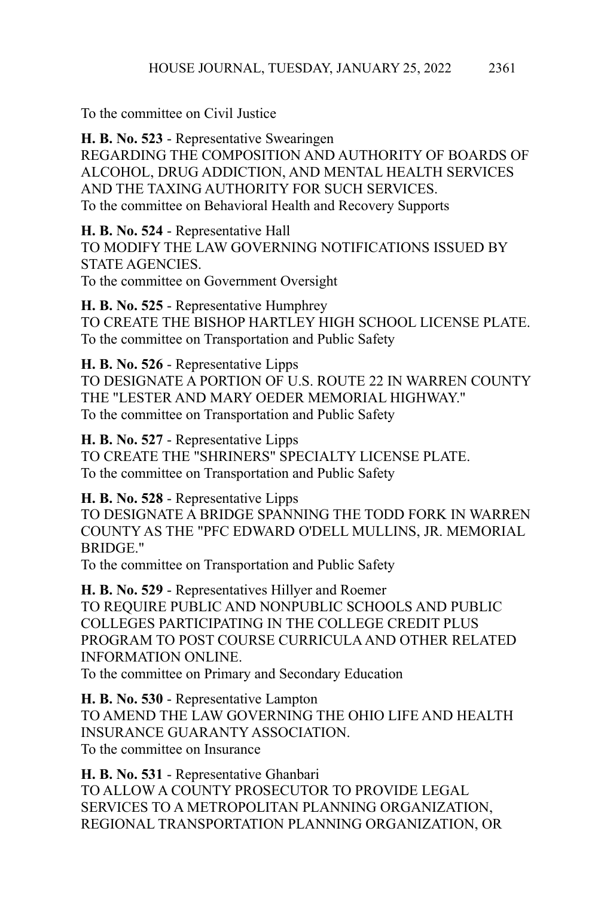To the committee on Civil Justice

**H. B. No. 523** - Representative Swearingen
REGARDING THE COMPOSITION AND AUTHORITY OF BOARDS OF ALCOHOL, DRUG ADDICTION, AND MENTAL HEALTH SERVICES AND THE TAXING AUTHORITY FOR SUCH SERVICES.
To the committee on Behavioral Health and Recovery Supports

**H. B. No. 524** - Representative Hall
TO MODIFY THE LAW GOVERNING NOTIFICATIONS ISSUED BY STATE AGENCIES.
To the committee on Government Oversight

**H. B. No. 525** - Representative Humphrey
TO CREATE THE BISHOP HARTLEY HIGH SCHOOL LICENSE PLATE.
To the committee on Transportation and Public Safety

**H. B. No. 526** - Representative Lipps
TO DESIGNATE A PORTION OF U.S. ROUTE 22 IN WARREN COUNTY THE "LESTER AND MARY OEDER MEMORIAL HIGHWAY."
To the committee on Transportation and Public Safety

**H. B. No. 527** - Representative Lipps
TO CREATE THE "SHRINERS" SPECIALTY LICENSE PLATE.
To the committee on Transportation and Public Safety

**H. B. No. 528** - Representative Lipps
TO DESIGNATE A BRIDGE SPANNING THE TODD FORK IN WARREN COUNTY AS THE "PFC EDWARD O'DELL MULLINS, JR. MEMORIAL BRIDGE."
To the committee on Transportation and Public Safety

**H. B. No. 529** - Representatives Hillyer and Roemer
TO REQUIRE PUBLIC AND NONPUBLIC SCHOOLS AND PUBLIC COLLEGES PARTICIPATING IN THE COLLEGE CREDIT PLUS PROGRAM TO POST COURSE CURRICULA AND OTHER RELATED INFORMATION ONLINE.
To the committee on Primary and Secondary Education

**H. B. No. 530** - Representative Lampton
TO AMEND THE LAW GOVERNING THE OHIO LIFE AND HEALTH INSURANCE GUARANTY ASSOCIATION.
To the committee on Insurance

**H. B. No. 531** - Representative Ghanbari
TO ALLOW A COUNTY PROSECUTOR TO PROVIDE LEGAL SERVICES TO A METROPOLITAN PLANNING ORGANIZATION, REGIONAL TRANSPORTATION PLANNING ORGANIZATION, OR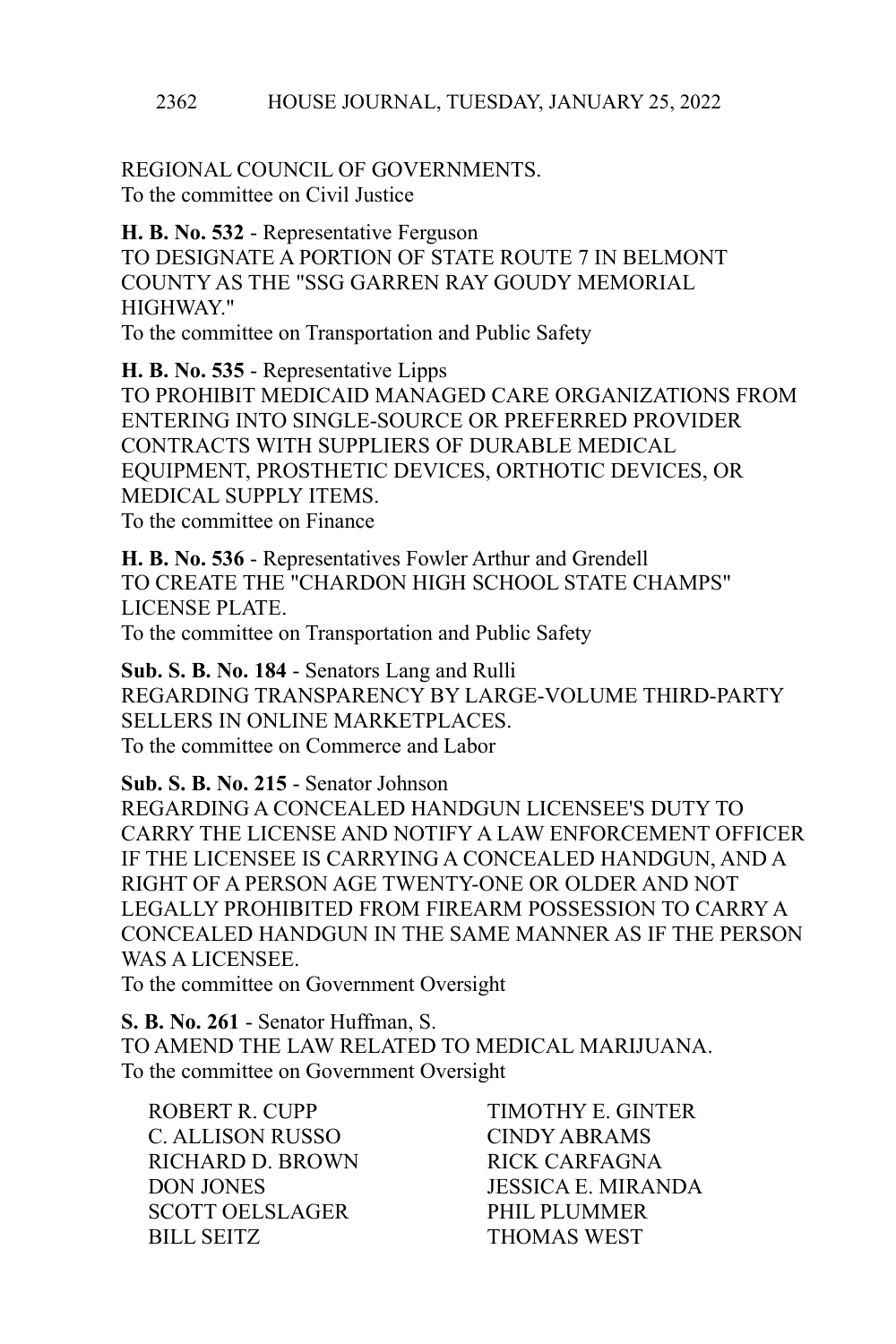REGIONAL COUNCIL OF GOVERNMENTS.
To the committee on Civil Justice

**H. B. No. 532** - Representative Ferguson
TO DESIGNATE A PORTION OF STATE ROUTE 7 IN BELMONT COUNTY AS THE "SSG GARREN RAY GOUDY MEMORIAL HIGHWAY."
To the committee on Transportation and Public Safety

**H. B. No. 535** - Representative Lipps
TO PROHIBIT MEDICAID MANAGED CARE ORGANIZATIONS FROM ENTERING INTO SINGLE-SOURCE OR PREFERRED PROVIDER CONTRACTS WITH SUPPLIERS OF DURABLE MEDICAL EQUIPMENT, PROSTHETIC DEVICES, ORTHOTIC DEVICES, OR MEDICAL SUPPLY ITEMS.
To the committee on Finance

**H. B. No. 536** - Representatives Fowler Arthur and Grendell
TO CREATE THE "CHARDON HIGH SCHOOL STATE CHAMPS" LICENSE PLATE.
To the committee on Transportation and Public Safety

**Sub. S. B. No. 184** - Senators Lang and Rulli
REGARDING TRANSPARENCY BY LARGE-VOLUME THIRD-PARTY SELLERS IN ONLINE MARKETPLACES.
To the committee on Commerce and Labor

**Sub. S. B. No. 215** - Senator Johnson
REGARDING A CONCEALED HANDGUN LICENSEE'S DUTY TO CARRY THE LICENSE AND NOTIFY A LAW ENFORCEMENT OFFICER IF THE LICENSEE IS CARRYING A CONCEALED HANDGUN, AND A RIGHT OF A PERSON AGE TWENTY-ONE OR OLDER AND NOT LEGALLY PROHIBITED FROM FIREARM POSSESSION TO CARRY A CONCEALED HANDGUN IN THE SAME MANNER AS IF THE PERSON WAS A LICENSEE.
To the committee on Government Oversight

**S. B. No. 261** - Senator Huffman, S.
TO AMEND THE LAW RELATED TO MEDICAL MARIJUANA.
To the committee on Government Oversight

ROBERT R. CUPP
C. ALLISON RUSSO
RICHARD D. BROWN
DON JONES
SCOTT OELSLAGER
BILL SEITZ
TIMOTHY E. GINTER
CINDY ABRAMS
RICK CARFAGNA
JESSICA E. MIRANDA
PHIL PLUMMER
THOMAS WEST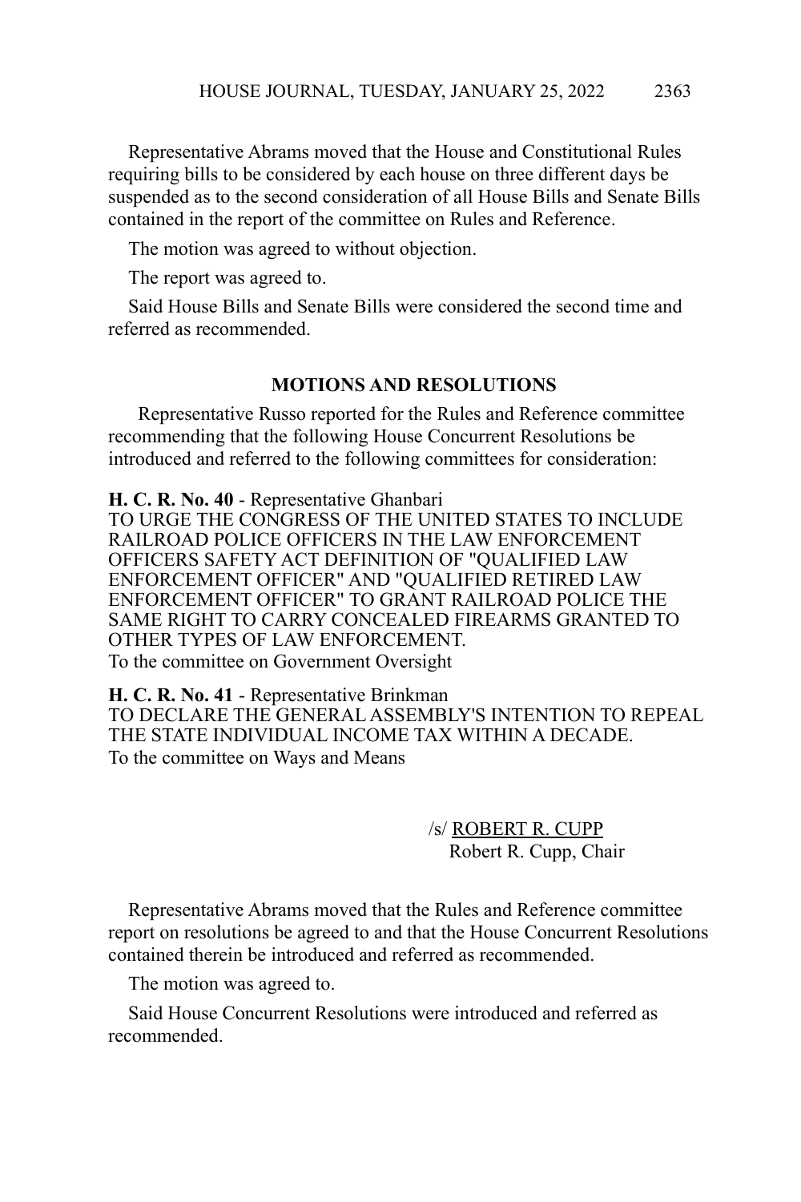Representative Abrams moved that the House and Constitutional Rules requiring bills to be considered by each house on three different days be suspended as to the second consideration of all House Bills and Senate Bills contained in the report of the committee on Rules and Reference.

The motion was agreed to without objection.

The report was agreed to.

Said House Bills and Senate Bills were considered the second time and referred as recommended.

## MOTIONS AND RESOLUTIONS

Representative Russo reported for the Rules and Reference committee recommending that the following House Concurrent Resolutions be introduced and referred to the following committees for consideration:

**H. C. R. No. 40** - Representative Ghanbari
TO URGE THE CONGRESS OF THE UNITED STATES TO INCLUDE RAILROAD POLICE OFFICERS IN THE LAW ENFORCEMENT OFFICERS SAFETY ACT DEFINITION OF "QUALIFIED LAW ENFORCEMENT OFFICER" AND "QUALIFIED RETIRED LAW ENFORCEMENT OFFICER" TO GRANT RAILROAD POLICE THE SAME RIGHT TO CARRY CONCEALED FIREARMS GRANTED TO OTHER TYPES OF LAW ENFORCEMENT.
To the committee on Government Oversight

**H. C. R. No. 41** - Representative Brinkman
TO DECLARE THE GENERAL ASSEMBLY'S INTENTION TO REPEAL THE STATE INDIVIDUAL INCOME TAX WITHIN A DECADE.
To the committee on Ways and Means

/s/ ROBERT R. CUPP
Robert R. Cupp, Chair

Representative Abrams moved that the Rules and Reference committee report on resolutions be agreed to and that the House Concurrent Resolutions contained therein be introduced and referred as recommended.

The motion was agreed to.

Said House Concurrent Resolutions were introduced and referred as recommended.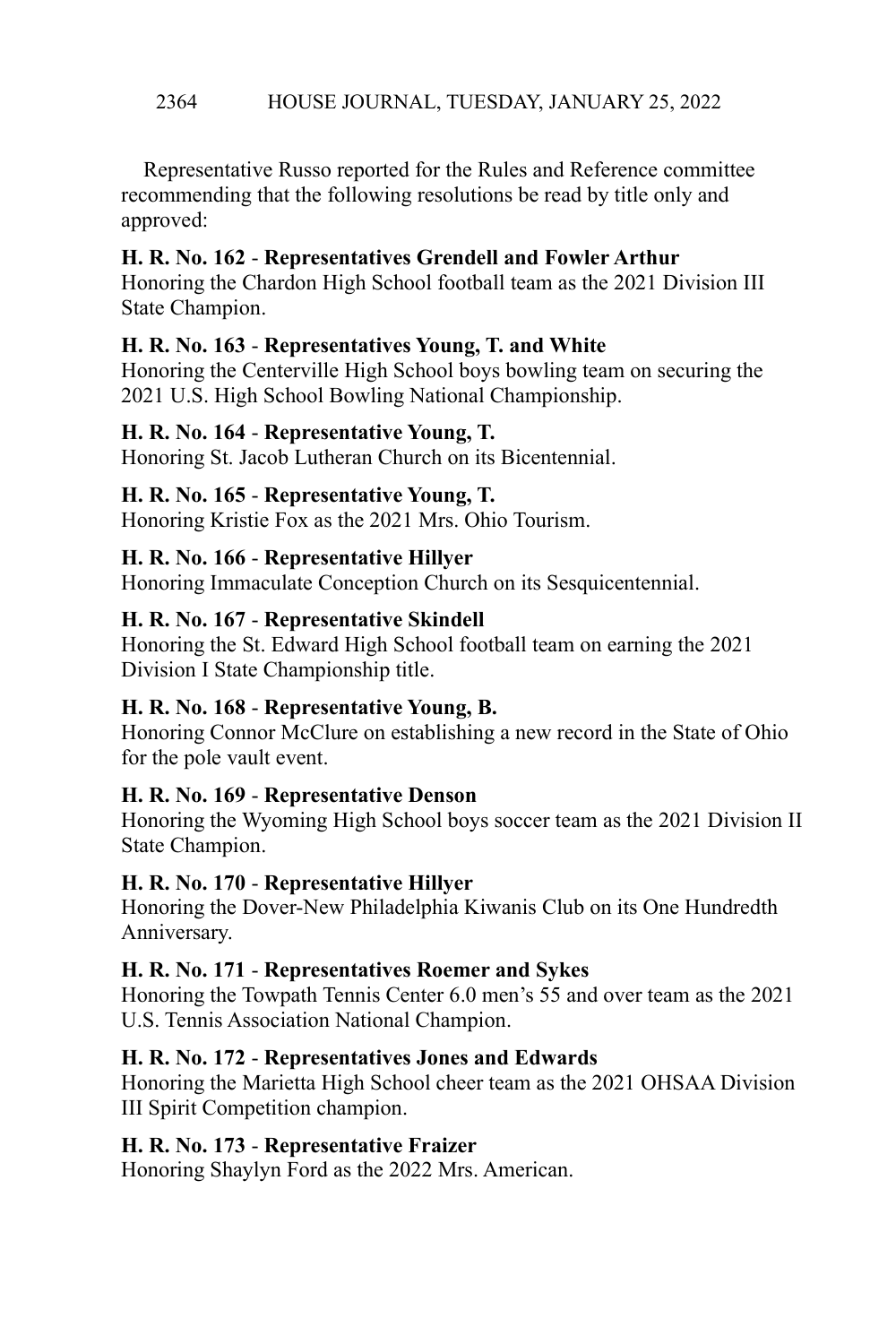Representative Russo reported for the Rules and Reference committee recommending that the following resolutions be read by title only and approved:

**H. R. No. 162** - **Representatives Grendell and Fowler Arthur**
Honoring the Chardon High School football team as the 2021 Division III State Champion.

**H. R. No. 163** - **Representatives Young, T. and White**
Honoring the Centerville High School boys bowling team on securing the 2021 U.S. High School Bowling National Championship.

**H. R. No. 164** - **Representative Young, T.**
Honoring St. Jacob Lutheran Church on its Bicentennial.

**H. R. No. 165** - **Representative Young, T.**
Honoring Kristie Fox as the 2021 Mrs. Ohio Tourism.

**H. R. No. 166** - **Representative Hillyer**
Honoring Immaculate Conception Church on its Sesquicentennial.

**H. R. No. 167** - **Representative Skindell**
Honoring the St. Edward High School football team on earning the 2021 Division I State Championship title.

**H. R. No. 168** - **Representative Young, B.**
Honoring Connor McClure on establishing a new record in the State of Ohio for the pole vault event.

**H. R. No. 169** - **Representative Denson**
Honoring the Wyoming High School boys soccer team as the 2021 Division II State Champion.

**H. R. No. 170** - **Representative Hillyer**
Honoring the Dover-New Philadelphia Kiwanis Club on its One Hundredth Anniversary.

**H. R. No. 171** - **Representatives Roemer and Sykes**
Honoring the Towpath Tennis Center 6.0 men's 55 and over team as the 2021 U.S. Tennis Association National Champion.

**H. R. No. 172** - **Representatives Jones and Edwards**
Honoring the Marietta High School cheer team as the 2021 OHSAA Division III Spirit Competition champion.

**H. R. No. 173** - **Representative Fraizer**
Honoring Shaylyn Ford as the 2022 Mrs. American.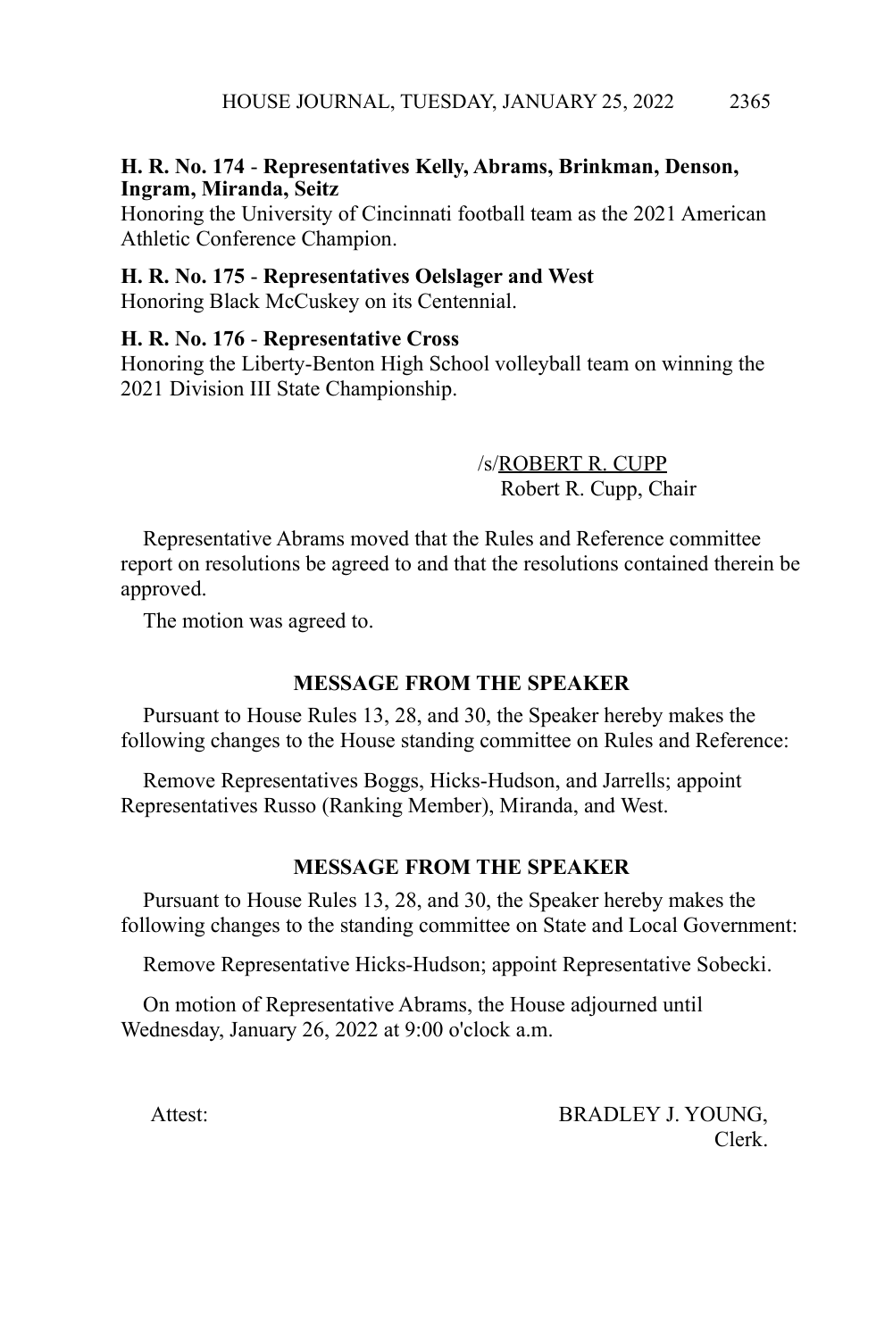**H. R. No. 174** - **Representatives Kelly, Abrams, Brinkman, Denson, Ingram, Miranda, Seitz**
Honoring the University of Cincinnati football team as the 2021 American Athletic Conference Champion.

**H. R. No. 175** - **Representatives Oelslager and West**
Honoring Black McCuskey on its Centennial.

**H. R. No. 176** - **Representative Cross**
Honoring the Liberty-Benton High School volleyball team on winning the 2021 Division III State Championship.

/s/ROBERT R. CUPP
Robert R. Cupp, Chair

Representative Abrams moved that the Rules and Reference committee report on resolutions be agreed to and that the resolutions contained therein be approved.

The motion was agreed to.

**MESSAGE FROM THE SPEAKER**

Pursuant to House Rules 13, 28, and 30, the Speaker hereby makes the following changes to the House standing committee on Rules and Reference:

Remove Representatives Boggs, Hicks-Hudson, and Jarrells; appoint Representatives Russo (Ranking Member), Miranda, and West.

**MESSAGE FROM THE SPEAKER**

Pursuant to House Rules 13, 28, and 30, the Speaker hereby makes the following changes to the standing committee on State and Local Government:

Remove Representative Hicks-Hudson; appoint Representative Sobecki.

On motion of Representative Abrams, the House adjourned until Wednesday, January 26, 2022 at 9:00 o'clock a.m.

Attest: BRADLEY J. YOUNG,
Clerk.